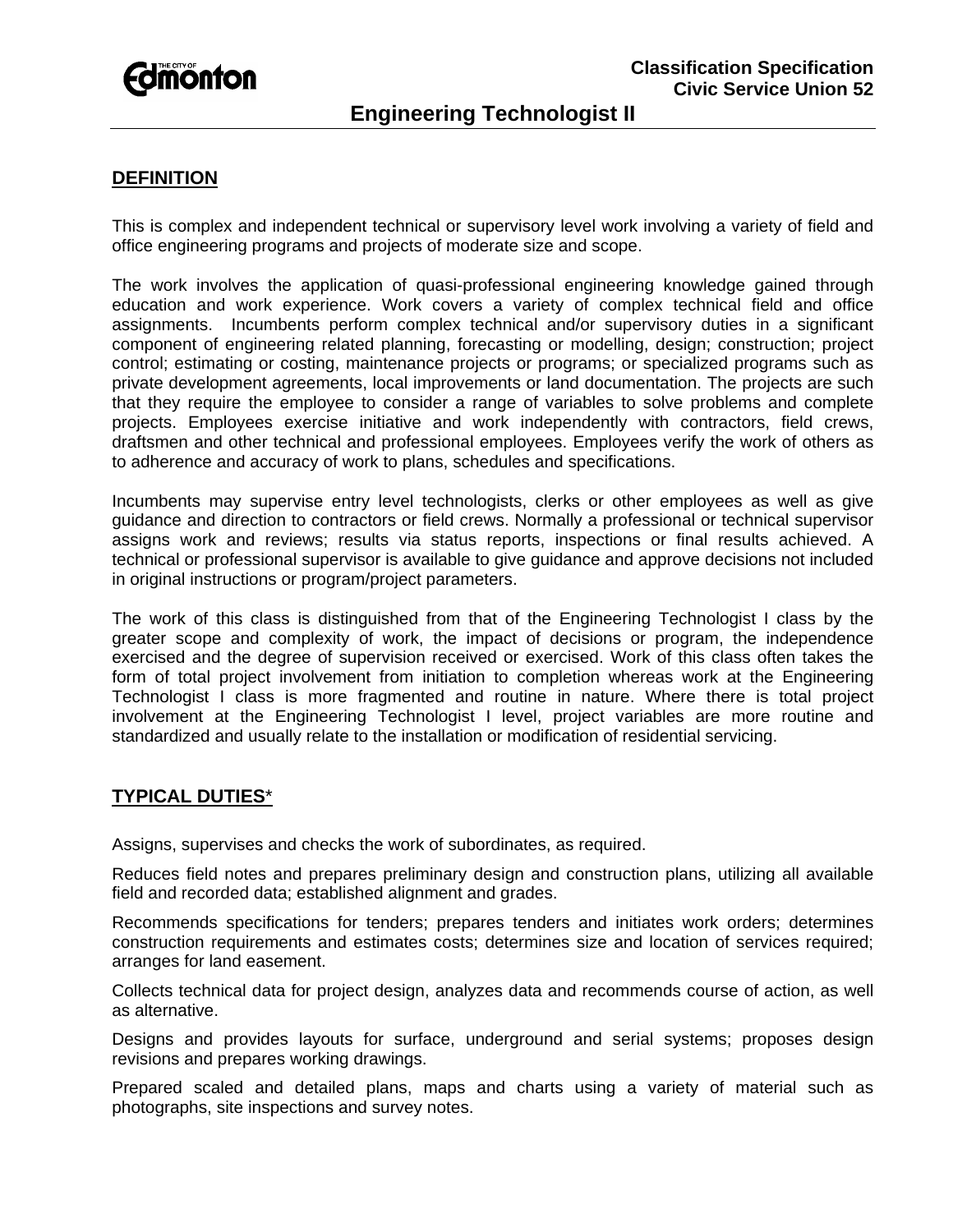**Classification Specification**
**Civic Service Union 52**

# Engineering Technologist II

## DEFINITION

This is complex and independent technical or supervisory level work involving a variety of field and office engineering programs and projects of moderate size and scope.

The work involves the application of quasi-professional engineering knowledge gained through education and work experience. Work covers a variety of complex technical field and office assignments. Incumbents perform complex technical and/or supervisory duties in a significant component of engineering related planning, forecasting or modelling, design; construction; project control; estimating or costing, maintenance projects or programs; or specialized programs such as private development agreements, local improvements or land documentation. The projects are such that they require the employee to consider a range of variables to solve problems and complete projects. Employees exercise initiative and work independently with contractors, field crews, draftsmen and other technical and professional employees. Employees verify the work of others as to adherence and accuracy of work to plans, schedules and specifications.

Incumbents may supervise entry level technologists, clerks or other employees as well as give guidance and direction to contractors or field crews. Normally a professional or technical supervisor assigns work and reviews; results via status reports, inspections or final results achieved. A technical or professional supervisor is available to give guidance and approve decisions not included in original instructions or program/project parameters.

The work of this class is distinguished from that of the Engineering Technologist I class by the greater scope and complexity of work, the impact of decisions or program, the independence exercised and the degree of supervision received or exercised. Work of this class often takes the form of total project involvement from initiation to completion whereas work at the Engineering Technologist I class is more fragmented and routine in nature. Where there is total project involvement at the Engineering Technologist I level, project variables are more routine and standardized and usually relate to the installation or modification of residential servicing.

## TYPICAL DUTIES*

Assigns, supervises and checks the work of subordinates, as required.

Reduces field notes and prepares preliminary design and construction plans, utilizing all available field and recorded data; established alignment and grades.

Recommends specifications for tenders; prepares tenders and initiates work orders; determines construction requirements and estimates costs; determines size and location of services required; arranges for land easement.

Collects technical data for project design, analyzes data and recommends course of action, as well as alternative.

Designs and provides layouts for surface, underground and serial systems; proposes design revisions and prepares working drawings.

Prepared scaled and detailed plans, maps and charts using a variety of material such as photographs, site inspections and survey notes.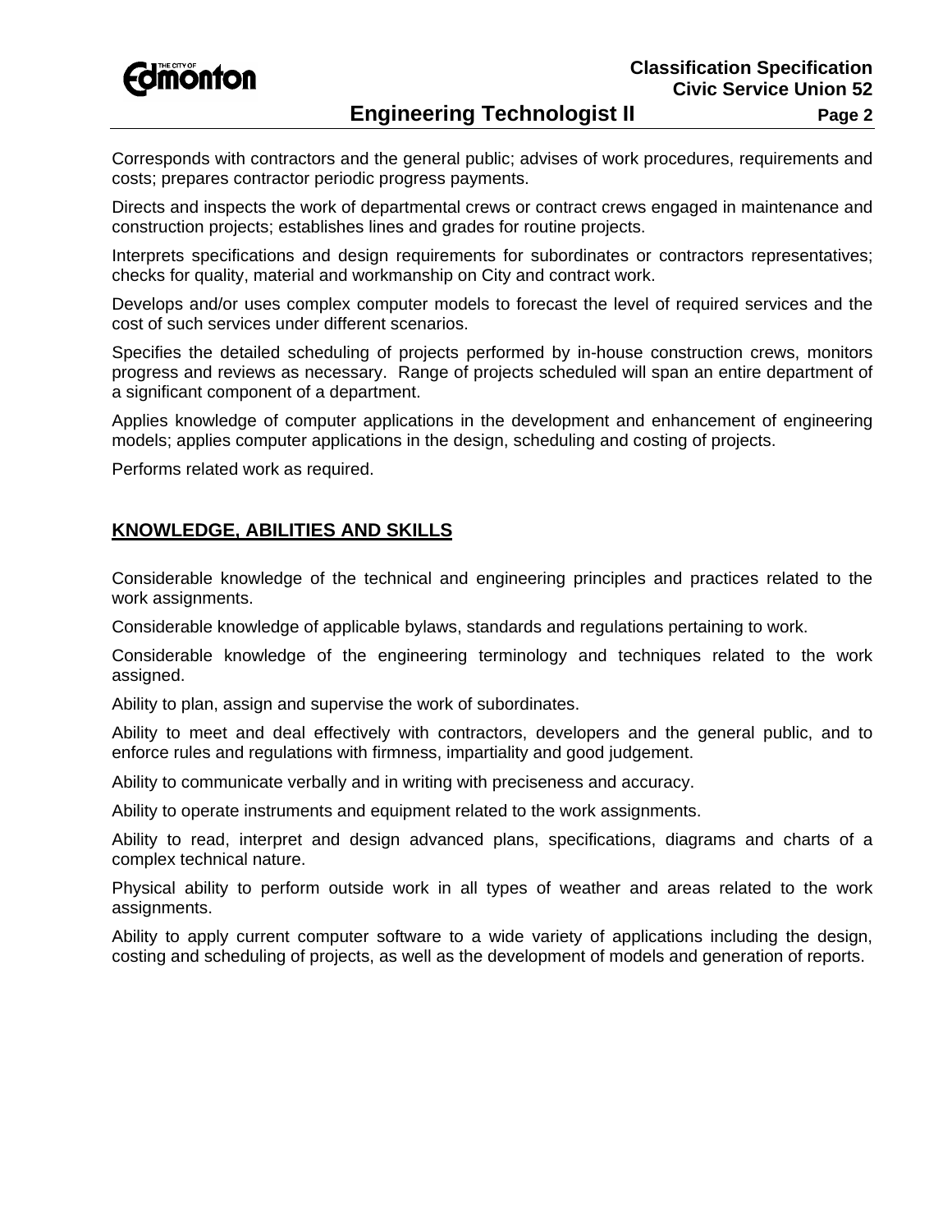Corresponds with contractors and the general public; advises of work procedures, requirements and costs; prepares contractor periodic progress payments.

Directs and inspects the work of departmental crews or contract crews engaged in maintenance and construction projects; establishes lines and grades for routine projects.

Interprets specifications and design requirements for subordinates or contractors representatives; checks for quality, material and workmanship on City and contract work.

Develops and/or uses complex computer models to forecast the level of required services and the cost of such services under different scenarios.

Specifies the detailed scheduling of projects performed by in-house construction crews, monitors progress and reviews as necessary. Range of projects scheduled will span an entire department of a significant component of a department.

Applies knowledge of computer applications in the development and enhancement of engineering models; applies computer applications in the design, scheduling and costing of projects.

Performs related work as required.

## KNOWLEDGE, ABILITIES AND SKILLS

Considerable knowledge of the technical and engineering principles and practices related to the work assignments.

Considerable knowledge of applicable bylaws, standards and regulations pertaining to work.

Considerable knowledge of the engineering terminology and techniques related to the work assigned.

Ability to plan, assign and supervise the work of subordinates.

Ability to meet and deal effectively with contractors, developers and the general public, and to enforce rules and regulations with firmness, impartiality and good judgement.

Ability to communicate verbally and in writing with preciseness and accuracy.

Ability to operate instruments and equipment related to the work assignments.

Ability to read, interpret and design advanced plans, specifications, diagrams and charts of a complex technical nature.

Physical ability to perform outside work in all types of weather and areas related to the work assignments.

Ability to apply current computer software to a wide variety of applications including the design, costing and scheduling of projects, as well as the development of models and generation of reports.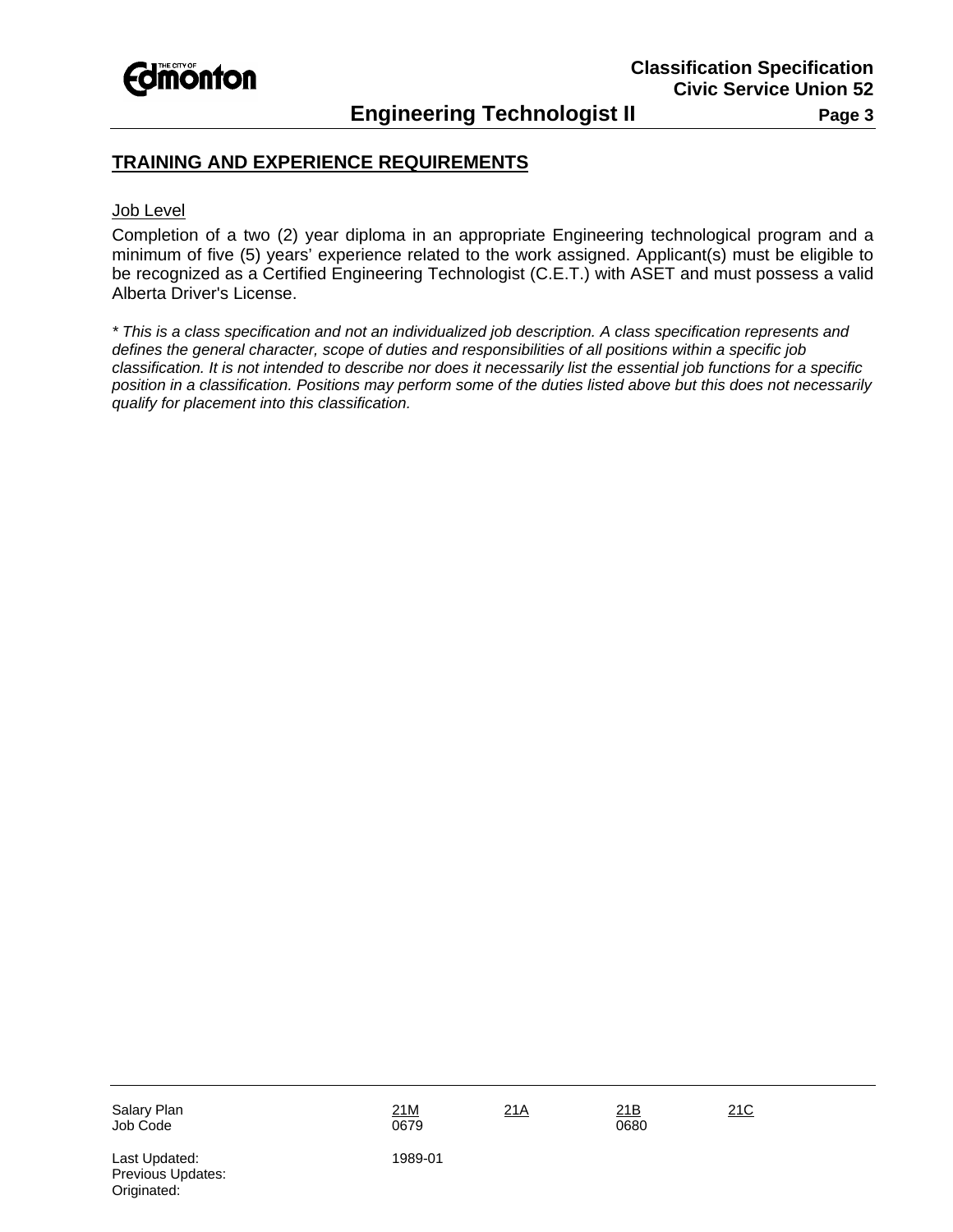## TRAINING AND EXPERIENCE REQUIREMENTS

Job Level

Completion of a two (2) year diploma in an appropriate Engineering technological program and a minimum of five (5) years' experience related to the work assigned. Applicant(s) must be eligible to be recognized as a Certified Engineering Technologist (C.E.T.) with ASET and must possess a valid Alberta Driver's License.

*\* This is a class specification and not an individualized job description. A class specification represents and defines the general character, scope of duties and responsibilities of all positions within a specific job classification. It is not intended to describe nor does it necessarily list the essential job functions for a specific position in a classification. Positions may perform some of the duties listed above but this does not necessarily qualify for placement into this classification.*

| | | | | |
|---|---|---|---|---|
| Salary Plan | 21M | 21A | 21B | 21C |
| Job Code | 0679 | | 0680 | |

| | |
|---|---|
| Last Updated: | 1989-01 |
| Previous Updates: | |
| Originated: | |